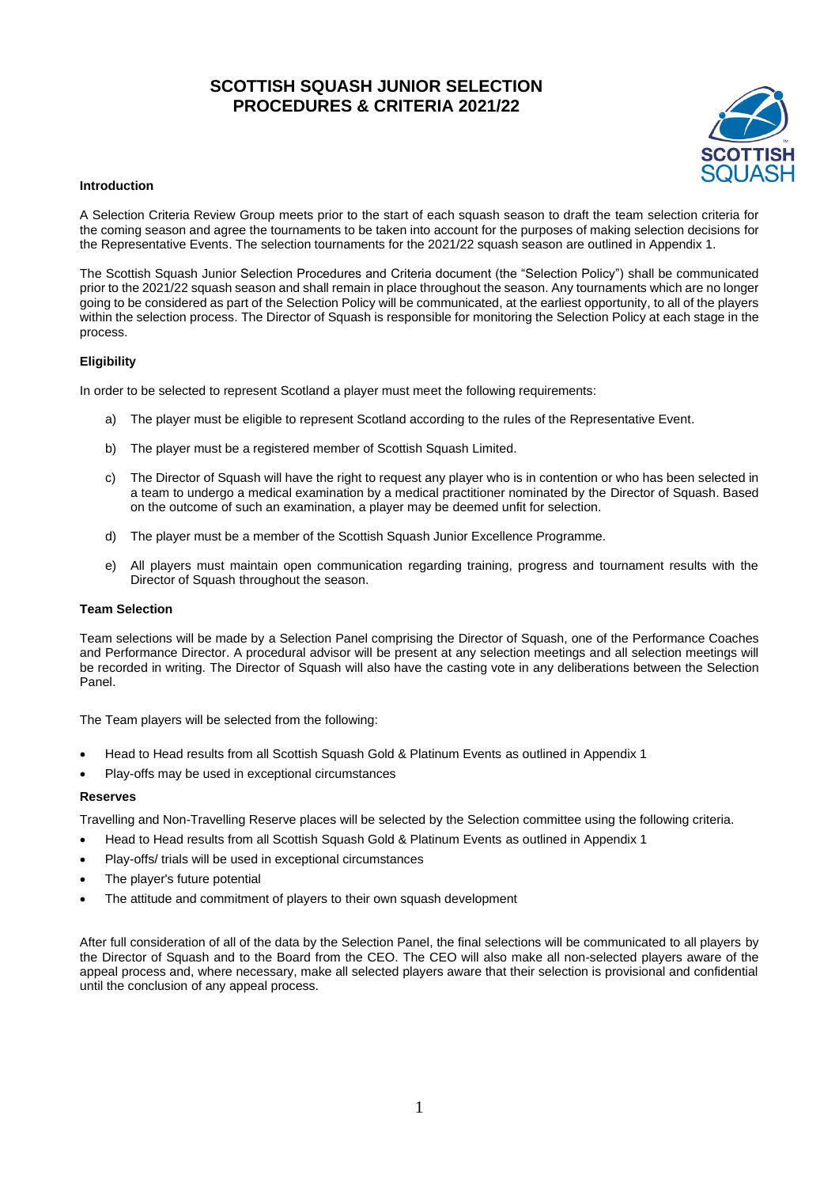# SCOTTISH SQUASH JUNIOR SELECTION PROCEDURES & CRITERIA 2021/22

### Introduction

A Selection Criteria Review Group meets prior to the start of each squash season to draft the team selection criteria for the coming season and agree the tournaments to be taken into account for the purposes of making selection decisions for the Representative Events. The selection tournaments for the 2021/22 squash season are outlined in Appendix 1.

The Scottish Squash Junior Selection Procedures and Criteria document (the "Selection Policy") shall be communicated prior to the 2021/22 squash season and shall remain in place throughout the season. Any tournaments which are no longer going to be considered as part of the Selection Policy will be communicated, at the earliest opportunity, to all of the players within the selection process. The Director of Squash is responsible for monitoring the Selection Policy at each stage in the process.

### Eligibility

In order to be selected to represent Scotland a player must meet the following requirements:

a) The player must be eligible to represent Scotland according to the rules of the Representative Event.

b) The player must be a registered member of Scottish Squash Limited.

c) The Director of Squash will have the right to request any player who is in contention or who has been selected in a team to undergo a medical examination by a medical practitioner nominated by the Director of Squash. Based on the outcome of such an examination, a player may be deemed unfit for selection.

d) The player must be a member of the Scottish Squash Junior Excellence Programme.

e) All players must maintain open communication regarding training, progress and tournament results with the Director of Squash throughout the season.

### Team Selection

Team selections will be made by a Selection Panel comprising the Director of Squash, one of the Performance Coaches and Performance Director. A procedural advisor will be present at any selection meetings and all selection meetings will be recorded in writing. The Director of Squash will also have the casting vote in any deliberations between the Selection Panel.

The Team players will be selected from the following:

- Head to Head results from all Scottish Squash Gold & Platinum Events as outlined in Appendix 1
- Play-offs may be used in exceptional circumstances

### Reserves

Travelling and Non-Travelling Reserve places will be selected by the Selection committee using the following criteria.

- Head to Head results from all Scottish Squash Gold & Platinum Events as outlined in Appendix 1
- Play-offs/ trials will be used in exceptional circumstances
- The player's future potential
- The attitude and commitment of players to their own squash development

After full consideration of all of the data by the Selection Panel, the final selections will be communicated to all players by the Director of Squash and to the Board from the CEO. The CEO will also make all non-selected players aware of the appeal process and, where necessary, make all selected players aware that their selection is provisional and confidential until the conclusion of any appeal process.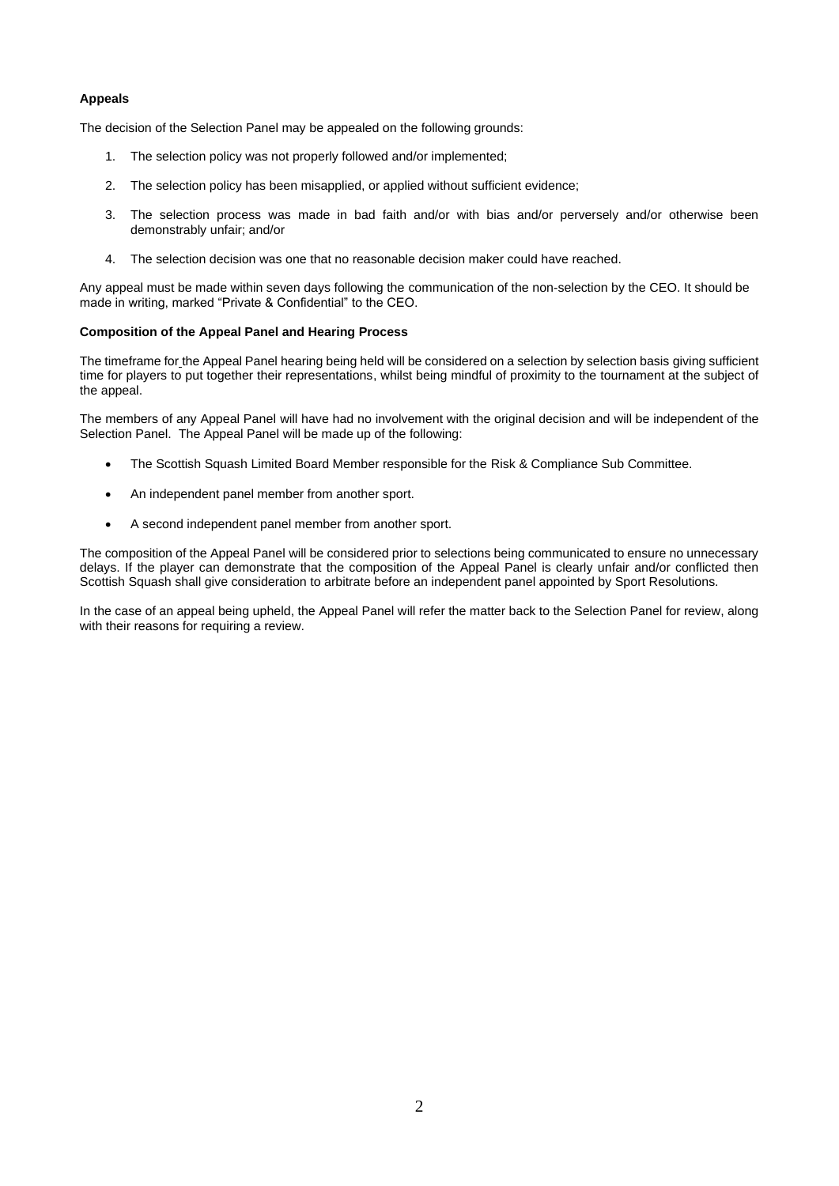**Appeals**

The decision of the Selection Panel may be appealed on the following grounds:

1. The selection policy was not properly followed and/or implemented;
2. The selection policy has been misapplied, or applied without sufficient evidence;
3. The selection process was made in bad faith and/or with bias and/or perversely and/or otherwise been demonstrably unfair; and/or
4. The selection decision was one that no reasonable decision maker could have reached.

Any appeal must be made within seven days following the communication of the non-selection by the CEO. It should be made in writing, marked "Private & Confidential" to the CEO.

**Composition of the Appeal Panel and Hearing Process**

The timeframe for the Appeal Panel hearing being held will be considered on a selection by selection basis giving sufficient time for players to put together their representations, whilst being mindful of proximity to the tournament at the subject of the appeal.

The members of any Appeal Panel will have had no involvement with the original decision and will be independent of the Selection Panel. The Appeal Panel will be made up of the following:

- The Scottish Squash Limited Board Member responsible for the Risk & Compliance Sub Committee.
- An independent panel member from another sport.
- A second independent panel member from another sport.

The composition of the Appeal Panel will be considered prior to selections being communicated to ensure no unnecessary delays. If the player can demonstrate that the composition of the Appeal Panel is clearly unfair and/or conflicted then Scottish Squash shall give consideration to arbitrate before an independent panel appointed by Sport Resolutions.

In the case of an appeal being upheld, the Appeal Panel will refer the matter back to the Selection Panel for review, along with their reasons for requiring a review.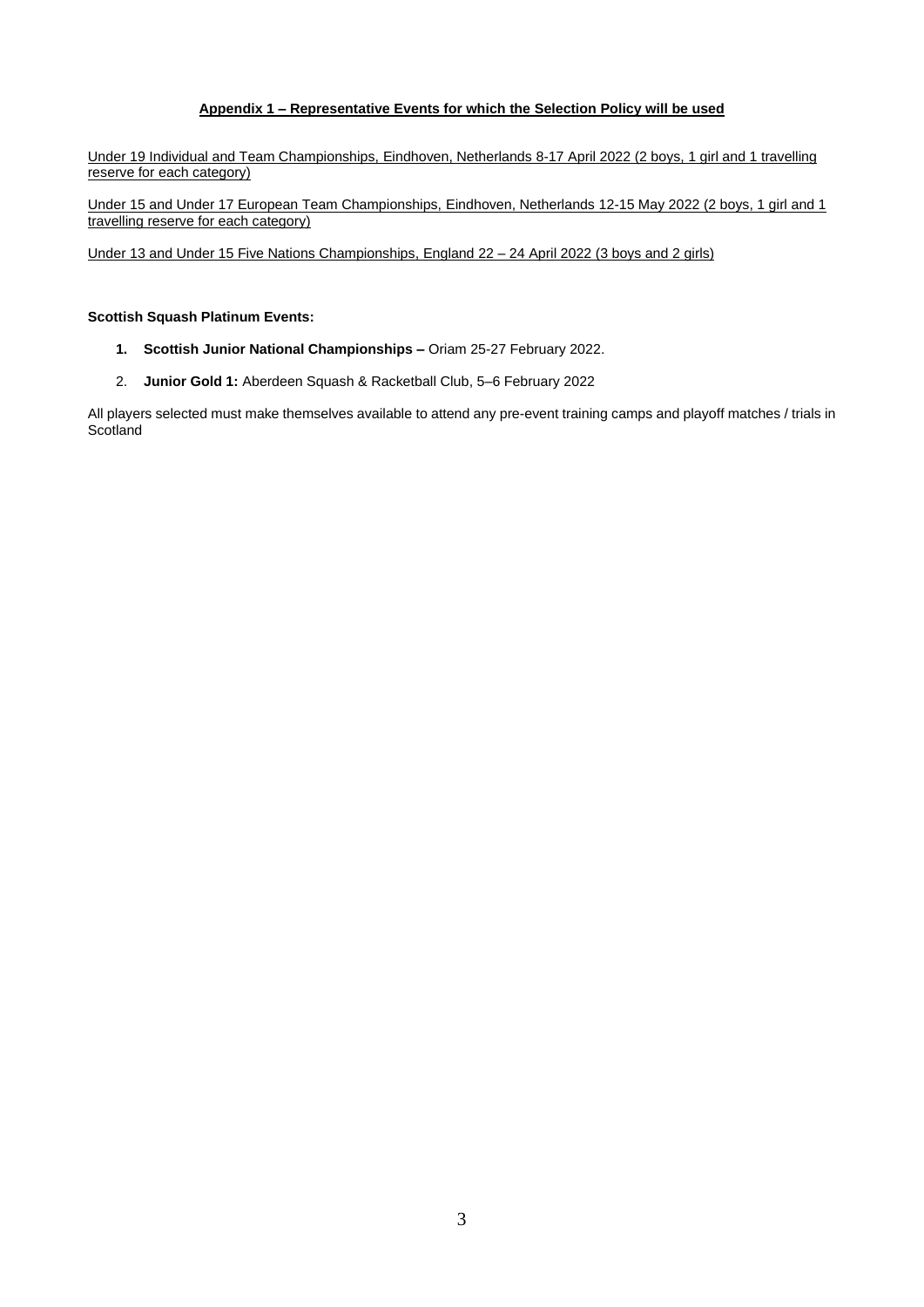## Appendix 1 – Representative Events for which the Selection Policy will be used

Under 19 Individual and Team Championships, Eindhoven, Netherlands 8-17 April 2022 (2 boys, 1 girl and 1 travelling reserve for each category)

Under 15 and Under 17 European Team Championships, Eindhoven, Netherlands 12-15 May 2022 (2 boys, 1 girl and 1 travelling reserve for each category)

Under 13 and Under 15 Five Nations Championships, England 22 – 24 April 2022 (3 boys and 2 girls)

**Scottish Squash Platinum Events:**

1. **Scottish Junior National Championships –** Oriam 25-27 February 2022.
2. **Junior Gold 1:** Aberdeen Squash & Racketball Club, 5–6 February 2022

All players selected must make themselves available to attend any pre-event training camps and playoff matches / trials in Scotland